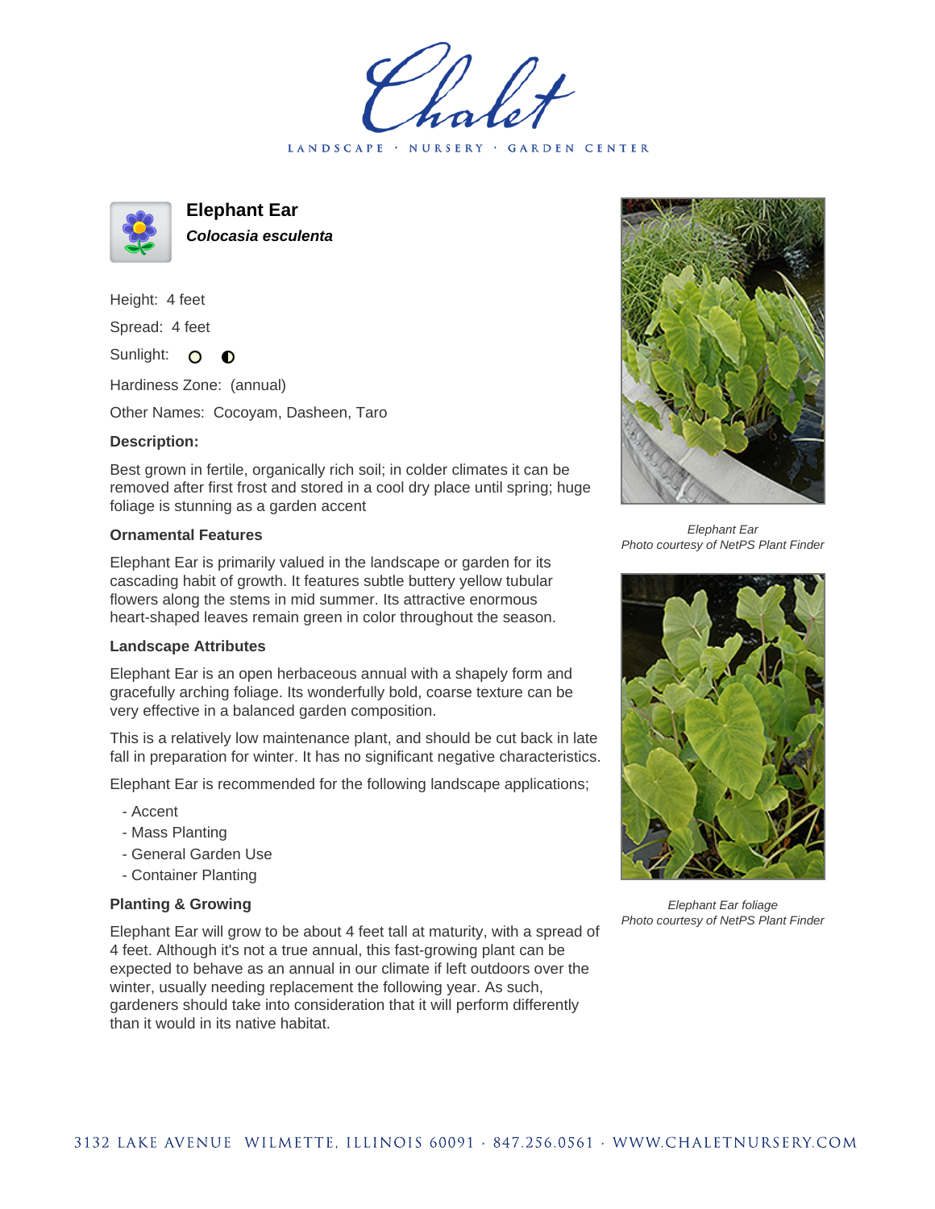# Elephant Ear

***Colocasia esculenta***

Height: 4 feet

Spread: 4 feet

Sunlight: ○ ◐

Hardiness Zone: (annual)

Other Names: Cocoyam, Dasheen, Taro

**Description:**

Best grown in fertile, organically rich soil; in colder climates it can be removed after first frost and stored in a cool dry place until spring; huge foliage is stunning as a garden accent

### Ornamental Features

Elephant Ear is primarily valued in the landscape or garden for its cascading habit of growth. It features subtle buttery yellow tubular flowers along the stems in mid summer. Its attractive enormous heart-shaped leaves remain green in color throughout the season.

### Landscape Attributes

Elephant Ear is an open herbaceous annual with a shapely form and gracefully arching foliage. Its wonderfully bold, coarse texture can be very effective in a balanced garden composition.

This is a relatively low maintenance plant, and should be cut back in late fall in preparation for winter. It has no significant negative characteristics.

Elephant Ear is recommended for the following landscape applications;

- Accent
- Mass Planting
- General Garden Use
- Container Planting

### Planting & Growing

Elephant Ear will grow to be about 4 feet tall at maturity, with a spread of 4 feet. Although it's not a true annual, this fast-growing plant can be expected to behave as an annual in our climate if left outdoors over the winter, usually needing replacement the following year. As such, gardeners should take into consideration that it will perform differently than it would in its native habitat.

*Elephant Ear*
*Photo courtesy of NetPS Plant Finder*

*Elephant Ear foliage*
*Photo courtesy of NetPS Plant Finder*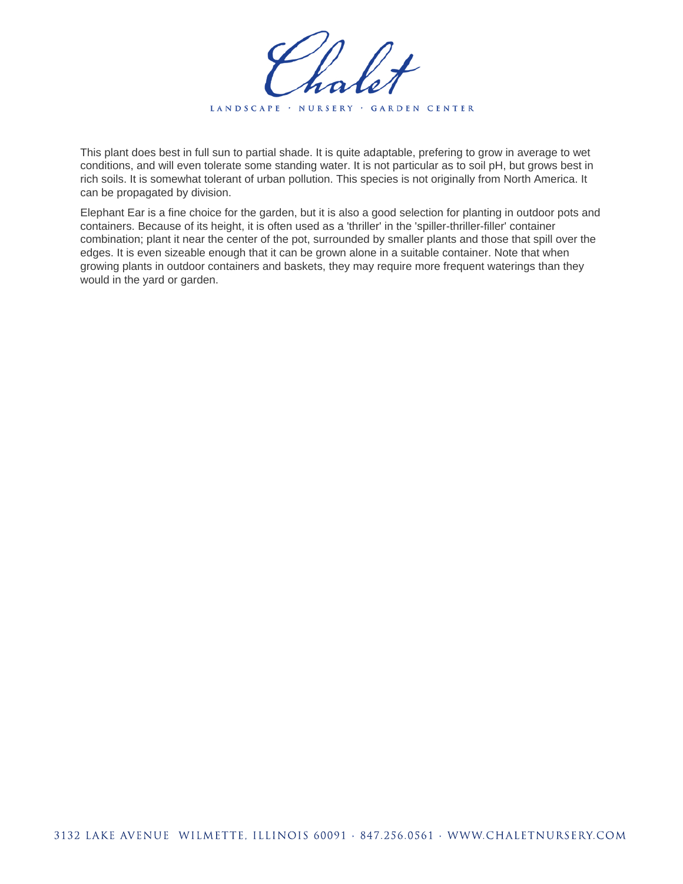This plant does best in full sun to partial shade. It is quite adaptable, prefering to grow in average to wet conditions, and will even tolerate some standing water. It is not particular as to soil pH, but grows best in rich soils. It is somewhat tolerant of urban pollution. This species is not originally from North America. It can be propagated by division.

Elephant Ear is a fine choice for the garden, but it is also a good selection for planting in outdoor pots and containers. Because of its height, it is often used as a 'thriller' in the 'spiller-thriller-filler' container combination; plant it near the center of the pot, surrounded by smaller plants and those that spill over the edges. It is even sizeable enough that it can be grown alone in a suitable container. Note that when growing plants in outdoor containers and baskets, they may require more frequent waterings than they would in the yard or garden.